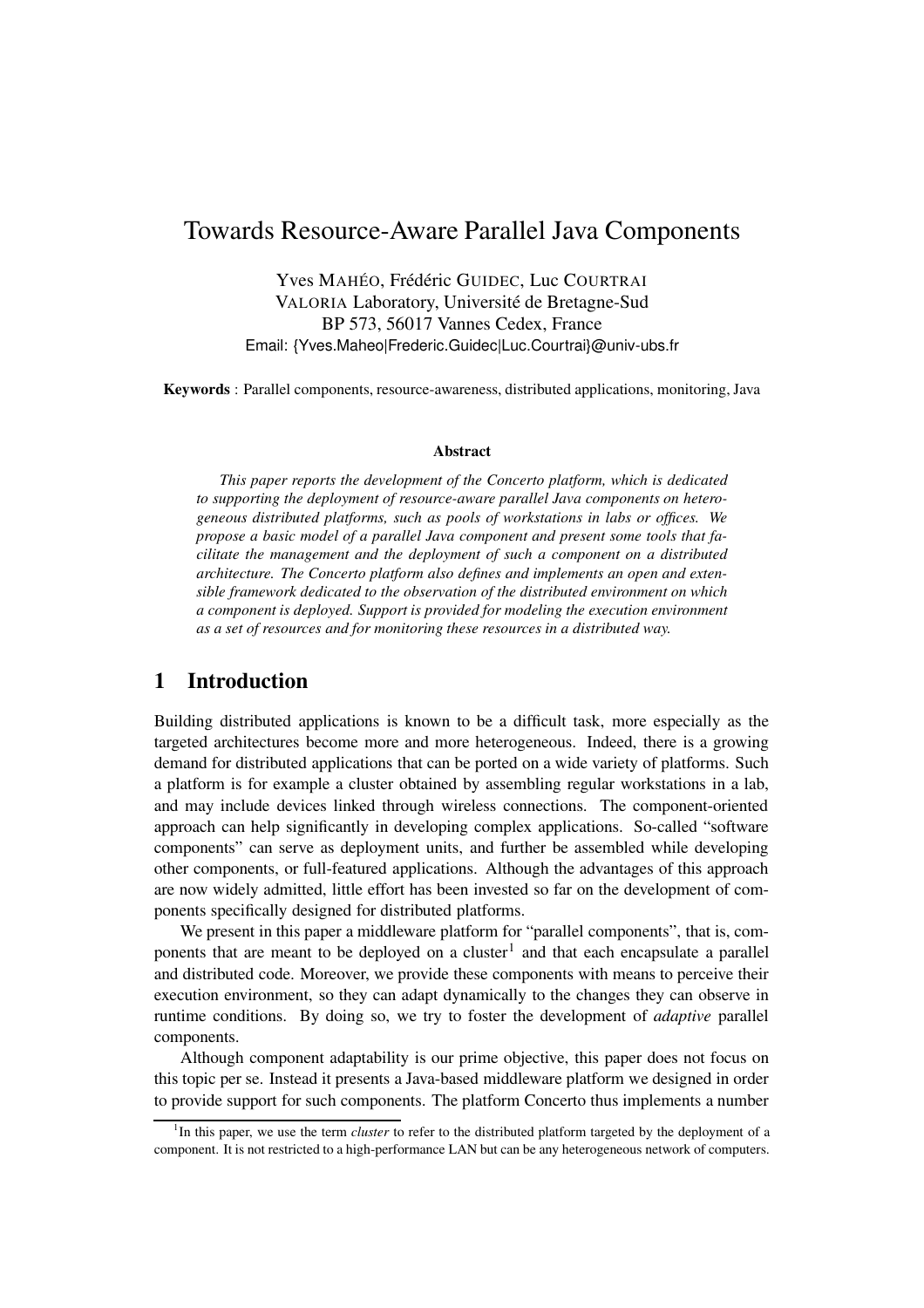# Towards Resource-Aware Parallel Java Components

Yves MAHÉO, Frédéric GUIDEC, Luc COURTRAI
VALORIA Laboratory, Université de Bretagne-Sud
BP 573, 56017 Vannes Cedex, France
Email: {Yves.Maheo|Frederic.Guidec|Luc.Courtrai}@univ-ubs.fr

**Keywords** : Parallel components, resource-awareness, distributed applications, monitoring, Java

### Abstract

*This paper reports the development of the Concerto platform, which is dedicated to supporting the deployment of resource-aware parallel Java components on heterogeneous distributed platforms, such as pools of workstations in labs or offices. We propose a basic model of a parallel Java component and present some tools that facilitate the management and the deployment of such a component on a distributed architecture. The Concerto platform also defines and implements an open and extensible framework dedicated to the observation of the distributed environment on which a component is deployed. Support is provided for modeling the execution environment as a set of resources and for monitoring these resources in a distributed way.*

## 1 Introduction

Building distributed applications is known to be a difficult task, more especially as the targeted architectures become more and more heterogeneous. Indeed, there is a growing demand for distributed applications that can be ported on a wide variety of platforms. Such a platform is for example a cluster obtained by assembling regular workstations in a lab, and may include devices linked through wireless connections. The component-oriented approach can help significantly in developing complex applications. So-called "software components" can serve as deployment units, and further be assembled while developing other components, or full-featured applications. Although the advantages of this approach are now widely admitted, little effort has been invested so far on the development of components specifically designed for distributed platforms.

We present in this paper a middleware platform for "parallel components", that is, components that are meant to be deployed on a cluster[1] and that each encapsulate a parallel and distributed code. Moreover, we provide these components with means to perceive their execution environment, so they can adapt dynamically to the changes they can observe in runtime conditions. By doing so, we try to foster the development of *adaptive* parallel components.

Although component adaptability is our prime objective, this paper does not focus on this topic per se. Instead it presents a Java-based middleware platform we designed in order to provide support for such components. The platform Concerto thus implements a number

[1] In this paper, we use the term *cluster* to refer to the distributed platform targeted by the deployment of a component. It is not restricted to a high-performance LAN but can be any heterogeneous network of computers.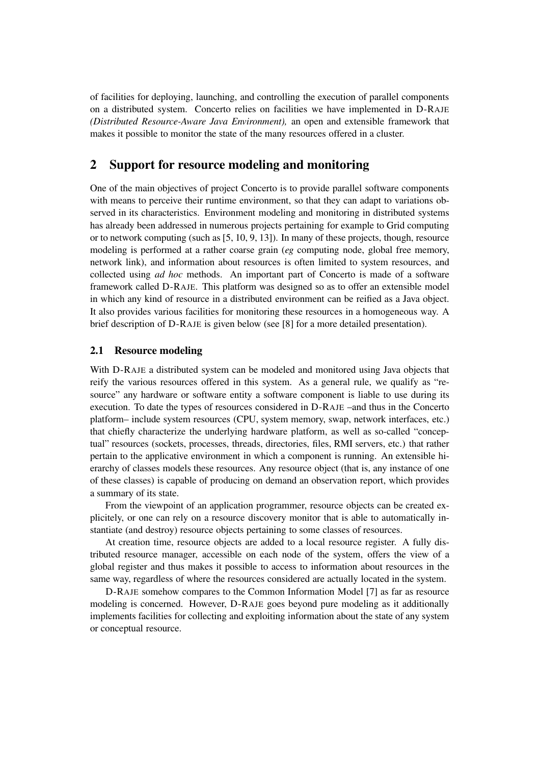of facilities for deploying, launching, and controlling the execution of parallel components on a distributed system. Concerto relies on facilities we have implemented in D-RAJE *(Distributed Resource-Aware Java Environment),* an open and extensible framework that makes it possible to monitor the state of the many resources offered in a cluster.

## 2 Support for resource modeling and monitoring

One of the main objectives of project Concerto is to provide parallel software components with means to perceive their runtime environment, so that they can adapt to variations observed in its characteristics. Environment modeling and monitoring in distributed systems has already been addressed in numerous projects pertaining for example to Grid computing or to network computing (such as [5, 10, 9, 13]). In many of these projects, though, resource modeling is performed at a rather coarse grain (*eg* computing node, global free memory, network link), and information about resources is often limited to system resources, and collected using *ad hoc* methods. An important part of Concerto is made of a software framework called D-RAJE. This platform was designed so as to offer an extensible model in which any kind of resource in a distributed environment can be reified as a Java object. It also provides various facilities for monitoring these resources in a homogeneous way. A brief description of D-RAJE is given below (see [8] for a more detailed presentation).

### 2.1 Resource modeling

With D-RAJE a distributed system can be modeled and monitored using Java objects that reify the various resources offered in this system. As a general rule, we qualify as "resource" any hardware or software entity a software component is liable to use during its execution. To date the types of resources considered in D-RAJE –and thus in the Concerto platform– include system resources (CPU, system memory, swap, network interfaces, etc.) that chiefly characterize the underlying hardware platform, as well as so-called "conceptual" resources (sockets, processes, threads, directories, files, RMI servers, etc.) that rather pertain to the applicative environment in which a component is running. An extensible hierarchy of classes models these resources. Any resource object (that is, any instance of one of these classes) is capable of producing on demand an observation report, which provides a summary of its state.

From the viewpoint of an application programmer, resource objects can be created explicitely, or one can rely on a resource discovery monitor that is able to automatically instantiate (and destroy) resource objects pertaining to some classes of resources.

At creation time, resource objects are added to a local resource register. A fully distributed resource manager, accessible on each node of the system, offers the view of a global register and thus makes it possible to access to information about resources in the same way, regardless of where the resources considered are actually located in the system.

D-RAJE somehow compares to the Common Information Model [7] as far as resource modeling is concerned. However, D-RAJE goes beyond pure modeling as it additionally implements facilities for collecting and exploiting information about the state of any system or conceptual resource.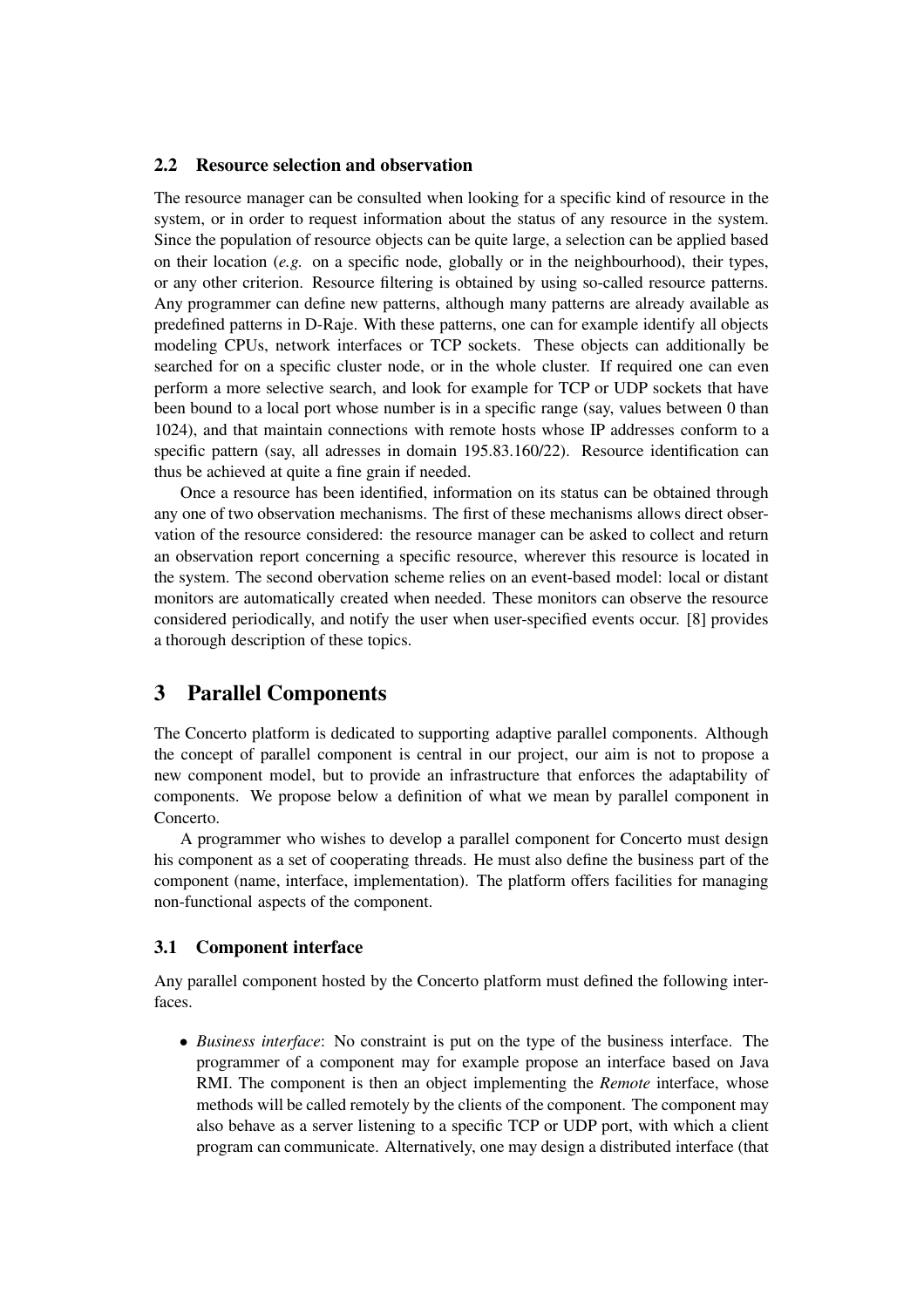### 2.2 Resource selection and observation

The resource manager can be consulted when looking for a specific kind of resource in the system, or in order to request information about the status of any resource in the system. Since the population of resource objects can be quite large, a selection can be applied based on their location (*e.g.* on a specific node, globally or in the neighbourhood), their types, or any other criterion. Resource filtering is obtained by using so-called resource patterns. Any programmer can define new patterns, although many patterns are already available as predefined patterns in D-Raje. With these patterns, one can for example identify all objects modeling CPUs, network interfaces or TCP sockets. These objects can additionally be searched for on a specific cluster node, or in the whole cluster. If required one can even perform a more selective search, and look for example for TCP or UDP sockets that have been bound to a local port whose number is in a specific range (say, values between 0 than 1024), and that maintain connections with remote hosts whose IP addresses conform to a specific pattern (say, all adresses in domain 195.83.160/22). Resource identification can thus be achieved at quite a fine grain if needed.

Once a resource has been identified, information on its status can be obtained through any one of two observation mechanisms. The first of these mechanisms allows direct observation of the resource considered: the resource manager can be asked to collect and return an observation report concerning a specific resource, wherever this resource is located in the system. The second observation scheme relies on an event-based model: local or distant monitors are automatically created when needed. These monitors can observe the resource considered periodically, and notify the user when user-specified events occur. [8] provides a thorough description of these topics.

## 3 Parallel Components

The Concerto platform is dedicated to supporting adaptive parallel components. Although the concept of parallel component is central in our project, our aim is not to propose a new component model, but to provide an infrastructure that enforces the adaptability of components. We propose below a definition of what we mean by parallel component in Concerto.

A programmer who wishes to develop a parallel component for Concerto must design his component as a set of cooperating threads. He must also define the business part of the component (name, interface, implementation). The platform offers facilities for managing non-functional aspects of the component.

### 3.1 Component interface

Any parallel component hosted by the Concerto platform must defined the following interfaces.

- *Business interface*: No constraint is put on the type of the business interface. The programmer of a component may for example propose an interface based on Java RMI. The component is then an object implementing the *Remote* interface, whose methods will be called remotely by the clients of the component. The component may also behave as a server listening to a specific TCP or UDP port, with which a client program can communicate. Alternatively, one may design a distributed interface (that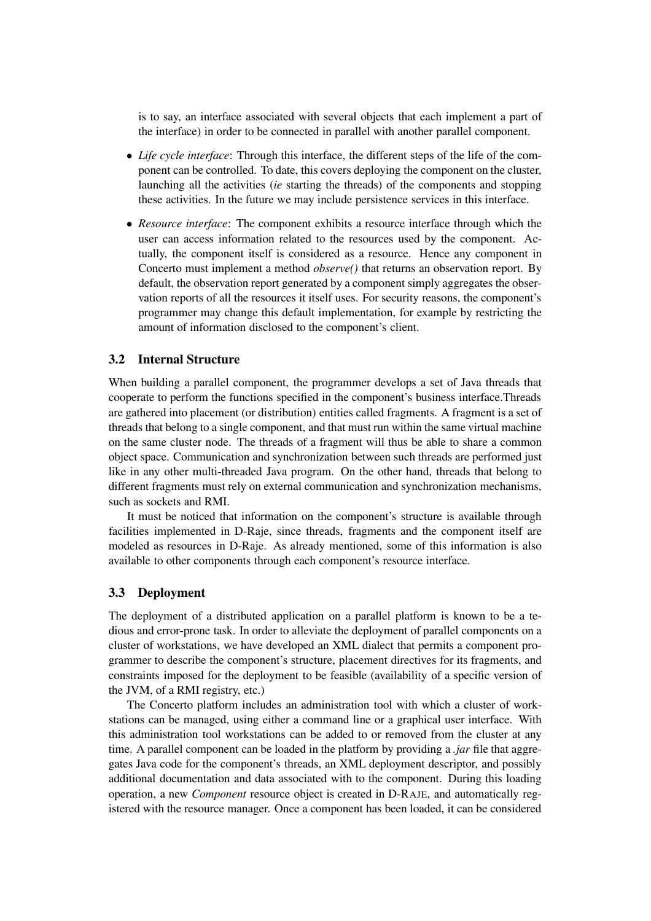is to say, an interface associated with several objects that each implement a part of the interface) in order to be connected in parallel with another parallel component.

- *Life cycle interface*: Through this interface, the different steps of the life of the component can be controlled. To date, this covers deploying the component on the cluster, launching all the activities (*ie* starting the threads) of the components and stopping these activities. In the future we may include persistence services in this interface.
- *Resource interface*: The component exhibits a resource interface through which the user can access information related to the resources used by the component. Actually, the component itself is considered as a resource. Hence any component in Concerto must implement a method *observe()* that returns an observation report. By default, the observation report generated by a component simply aggregates the observation reports of all the resources it itself uses. For security reasons, the component's programmer may change this default implementation, for example by restricting the amount of information disclosed to the component's client.

### 3.2 Internal Structure

When building a parallel component, the programmer develops a set of Java threads that cooperate to perform the functions specified in the component's business interface.Threads are gathered into placement (or distribution) entities called fragments. A fragment is a set of threads that belong to a single component, and that must run within the same virtual machine on the same cluster node. The threads of a fragment will thus be able to share a common object space. Communication and synchronization between such threads are performed just like in any other multi-threaded Java program. On the other hand, threads that belong to different fragments must rely on external communication and synchronization mechanisms, such as sockets and RMI.

It must be noticed that information on the component's structure is available through facilities implemented in D-Raje, since threads, fragments and the component itself are modeled as resources in D-Raje. As already mentioned, some of this information is also available to other components through each component's resource interface.

### 3.3 Deployment

The deployment of a distributed application on a parallel platform is known to be a tedious and error-prone task. In order to alleviate the deployment of parallel components on a cluster of workstations, we have developed an XML dialect that permits a component programmer to describe the component's structure, placement directives for its fragments, and constraints imposed for the deployment to be feasible (availability of a specific version of the JVM, of a RMI registry, etc.)

The Concerto platform includes an administration tool with which a cluster of workstations can be managed, using either a command line or a graphical user interface. With this administration tool workstations can be added to or removed from the cluster at any time. A parallel component can be loaded in the platform by providing a *.jar* file that aggregates Java code for the component's threads, an XML deployment descriptor, and possibly additional documentation and data associated with to the component. During this loading operation, a new *Component* resource object is created in D-RAJE, and automatically registered with the resource manager. Once a component has been loaded, it can be considered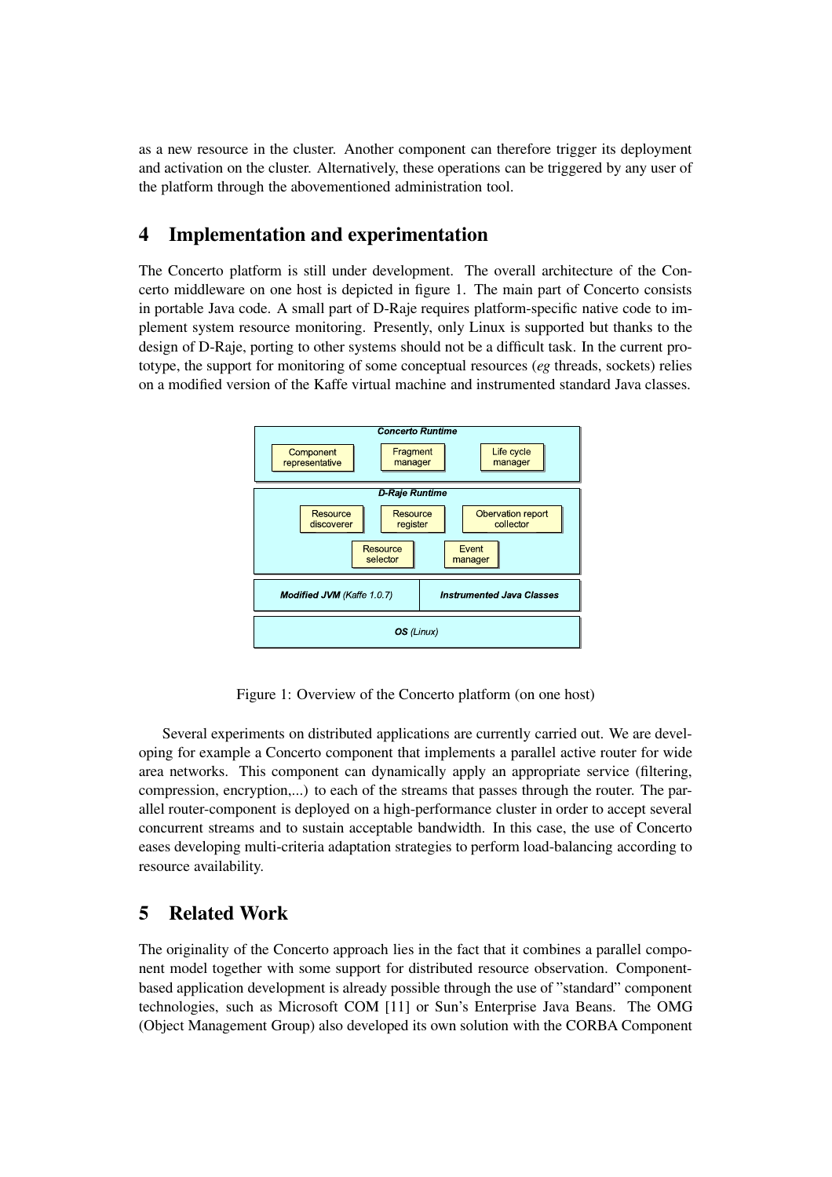as a new resource in the cluster. Another component can therefore trigger its deployment and activation on the cluster. Alternatively, these operations can be triggered by any user of the platform through the abovementioned administration tool.

## 4 Implementation and experimentation

The Concerto platform is still under development. The overall architecture of the Concerto middleware on one host is depicted in figure 1. The main part of Concerto consists in portable Java code. A small part of D-Raje requires platform-specific native code to implement system resource monitoring. Presently, only Linux is supported but thanks to the design of D-Raje, porting to other systems should not be a difficult task. In the current prototype, the support for monitoring of some conceptual resources (*eg* threads, sockets) relies on a modified version of the Kaffe virtual machine and instrumented standard Java classes.

Figure 1: Overview of the Concerto platform (on one host)

Several experiments on distributed applications are currently carried out. We are developing for example a Concerto component that implements a parallel active router for wide area networks. This component can dynamically apply an appropriate service (filtering, compression, encryption,...) to each of the streams that passes through the router. The parallel router-component is deployed on a high-performance cluster in order to accept several concurrent streams and to sustain acceptable bandwidth. In this case, the use of Concerto eases developing multi-criteria adaptation strategies to perform load-balancing according to resource availability.

## 5 Related Work

The originality of the Concerto approach lies in the fact that it combines a parallel component model together with some support for distributed resource observation. Component-based application development is already possible through the use of "standard" component technologies, such as Microsoft COM [11] or Sun's Enterprise Java Beans. The OMG (Object Management Group) also developed its own solution with the CORBA Component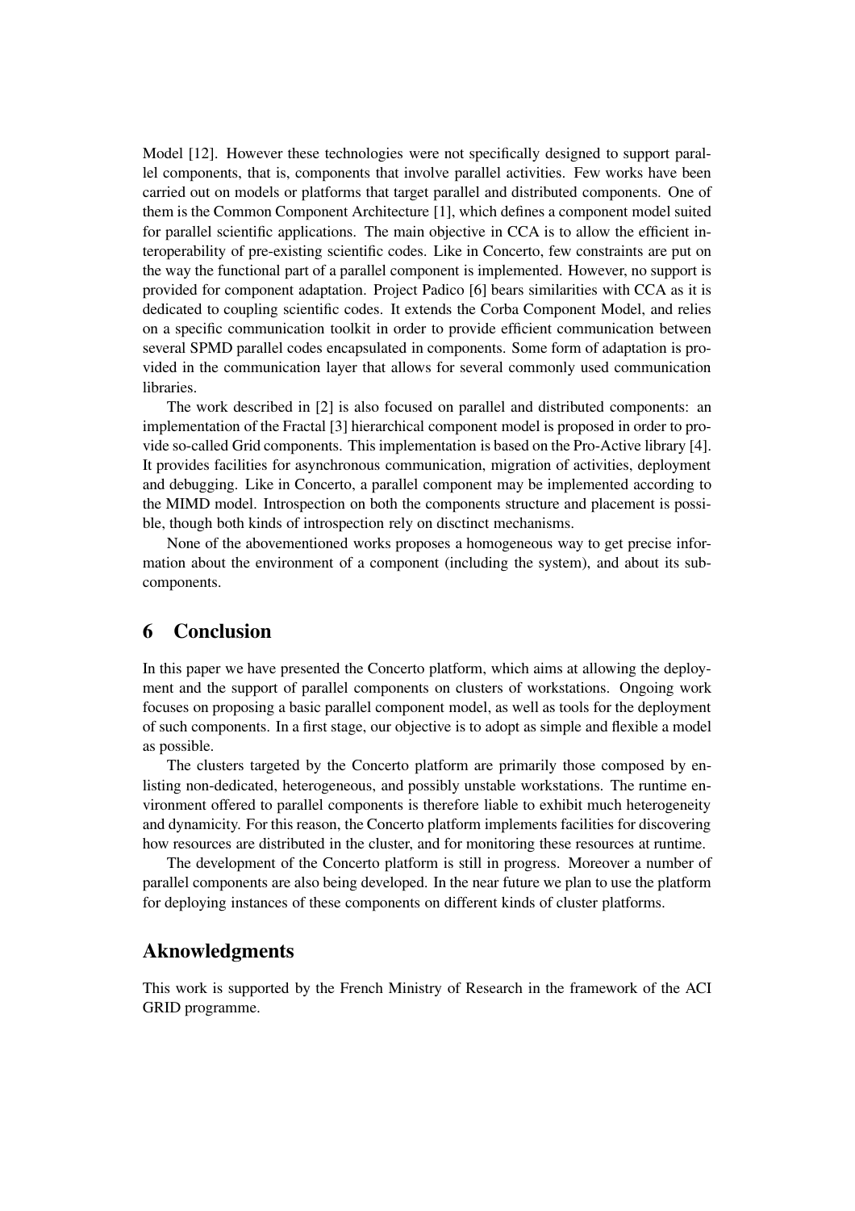Model [12]. However these technologies were not specifically designed to support parallel components, that is, components that involve parallel activities. Few works have been carried out on models or platforms that target parallel and distributed components. One of them is the Common Component Architecture [1], which defines a component model suited for parallel scientific applications. The main objective in CCA is to allow the efficient interoperability of pre-existing scientific codes. Like in Concerto, few constraints are put on the way the functional part of a parallel component is implemented. However, no support is provided for component adaptation. Project Padico [6] bears similarities with CCA as it is dedicated to coupling scientific codes. It extends the Corba Component Model, and relies on a specific communication toolkit in order to provide efficient communication between several SPMD parallel codes encapsulated in components. Some form of adaptation is provided in the communication layer that allows for several commonly used communication libraries.

The work described in [2] is also focused on parallel and distributed components: an implementation of the Fractal [3] hierarchical component model is proposed in order to provide so-called Grid components. This implementation is based on the Pro-Active library [4]. It provides facilities for asynchronous communication, migration of activities, deployment and debugging. Like in Concerto, a parallel component may be implemented according to the MIMD model. Introspection on both the components structure and placement is possible, though both kinds of introspection rely on disctinct mechanisms.

None of the abovementioned works proposes a homogeneous way to get precise information about the environment of a component (including the system), and about its subcomponents.

# 6 Conclusion

In this paper we have presented the Concerto platform, which aims at allowing the deployment and the support of parallel components on clusters of workstations. Ongoing work focuses on proposing a basic parallel component model, as well as tools for the deployment of such components. In a first stage, our objective is to adopt as simple and flexible a model as possible.

The clusters targeted by the Concerto platform are primarily those composed by enlisting non-dedicated, heterogeneous, and possibly unstable workstations. The runtime environment offered to parallel components is therefore liable to exhibit much heterogeneity and dynamicity. For this reason, the Concerto platform implements facilities for discovering how resources are distributed in the cluster, and for monitoring these resources at runtime.

The development of the Concerto platform is still in progress. Moreover a number of parallel components are also being developed. In the near future we plan to use the platform for deploying instances of these components on different kinds of cluster platforms.

# Aknowledgments

This work is supported by the French Ministry of Research in the framework of the ACI GRID programme.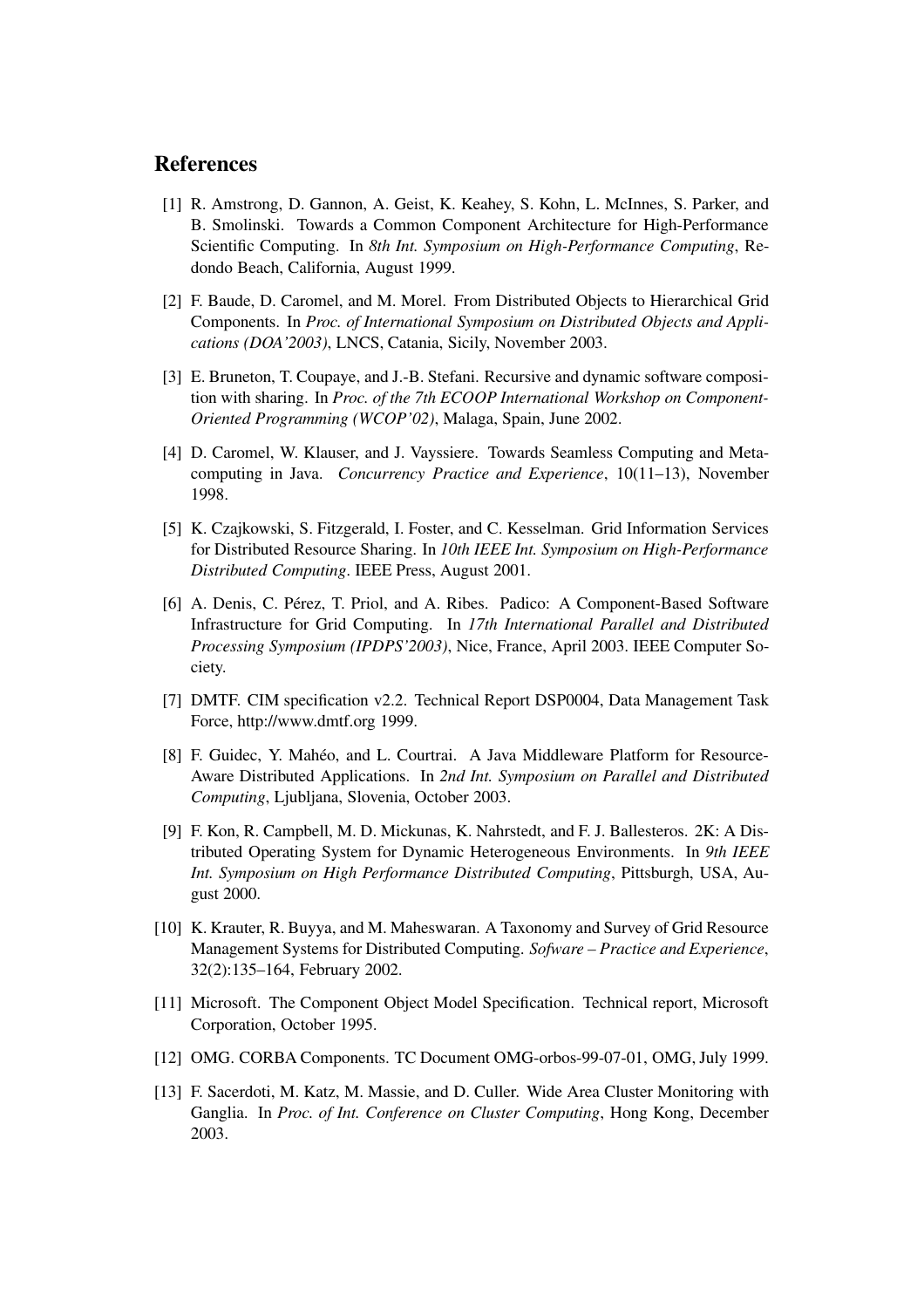## References

[1] R. Amstrong, D. Gannon, A. Geist, K. Keahey, S. Kohn, L. McInnes, S. Parker, and B. Smolinski. Towards a Common Component Architecture for High-Performance Scientific Computing. In *8th Int. Symposium on High-Performance Computing*, Redondo Beach, California, August 1999.

[2] F. Baude, D. Caromel, and M. Morel. From Distributed Objects to Hierarchical Grid Components. In *Proc. of International Symposium on Distributed Objects and Applications (DOA'2003)*, LNCS, Catania, Sicily, November 2003.

[3] E. Bruneton, T. Coupaye, and J.-B. Stefani. Recursive and dynamic software composition with sharing. In *Proc. of the 7th ECOOP International Workshop on Component-Oriented Programming (WCOP'02)*, Malaga, Spain, June 2002.

[4] D. Caromel, W. Klauser, and J. Vayssiere. Towards Seamless Computing and Metacomputing in Java. *Concurrency Practice and Experience*, 10(11–13), November 1998.

[5] K. Czajkowski, S. Fitzgerald, I. Foster, and C. Kesselman. Grid Information Services for Distributed Resource Sharing. In *10th IEEE Int. Symposium on High-Performance Distributed Computing*. IEEE Press, August 2001.

[6] A. Denis, C. Pérez, T. Priol, and A. Ribes. Padico: A Component-Based Software Infrastructure for Grid Computing. In *17th International Parallel and Distributed Processing Symposium (IPDPS'2003)*, Nice, France, April 2003. IEEE Computer Society.

[7] DMTF. CIM specification v2.2. Technical Report DSP0004, Data Management Task Force, http://www.dmtf.org 1999.

[8] F. Guidec, Y. Mahéo, and L. Courtrai. A Java Middleware Platform for Resource-Aware Distributed Applications. In *2nd Int. Symposium on Parallel and Distributed Computing*, Ljubljana, Slovenia, October 2003.

[9] F. Kon, R. Campbell, M. D. Mickunas, K. Nahrstedt, and F. J. Ballesteros. 2K: A Distributed Operating System for Dynamic Heterogeneous Environments. In *9th IEEE Int. Symposium on High Performance Distributed Computing*, Pittsburgh, USA, August 2000.

[10] K. Krauter, R. Buyya, and M. Maheswaran. A Taxonomy and Survey of Grid Resource Management Systems for Distributed Computing. *Sofware – Practice and Experience*, 32(2):135–164, February 2002.

[11] Microsoft. The Component Object Model Specification. Technical report, Microsoft Corporation, October 1995.

[12] OMG. CORBA Components. TC Document OMG-orbos-99-07-01, OMG, July 1999.

[13] F. Sacerdoti, M. Katz, M. Massie, and D. Culler. Wide Area Cluster Monitoring with Ganglia. In *Proc. of Int. Conference on Cluster Computing*, Hong Kong, December 2003.